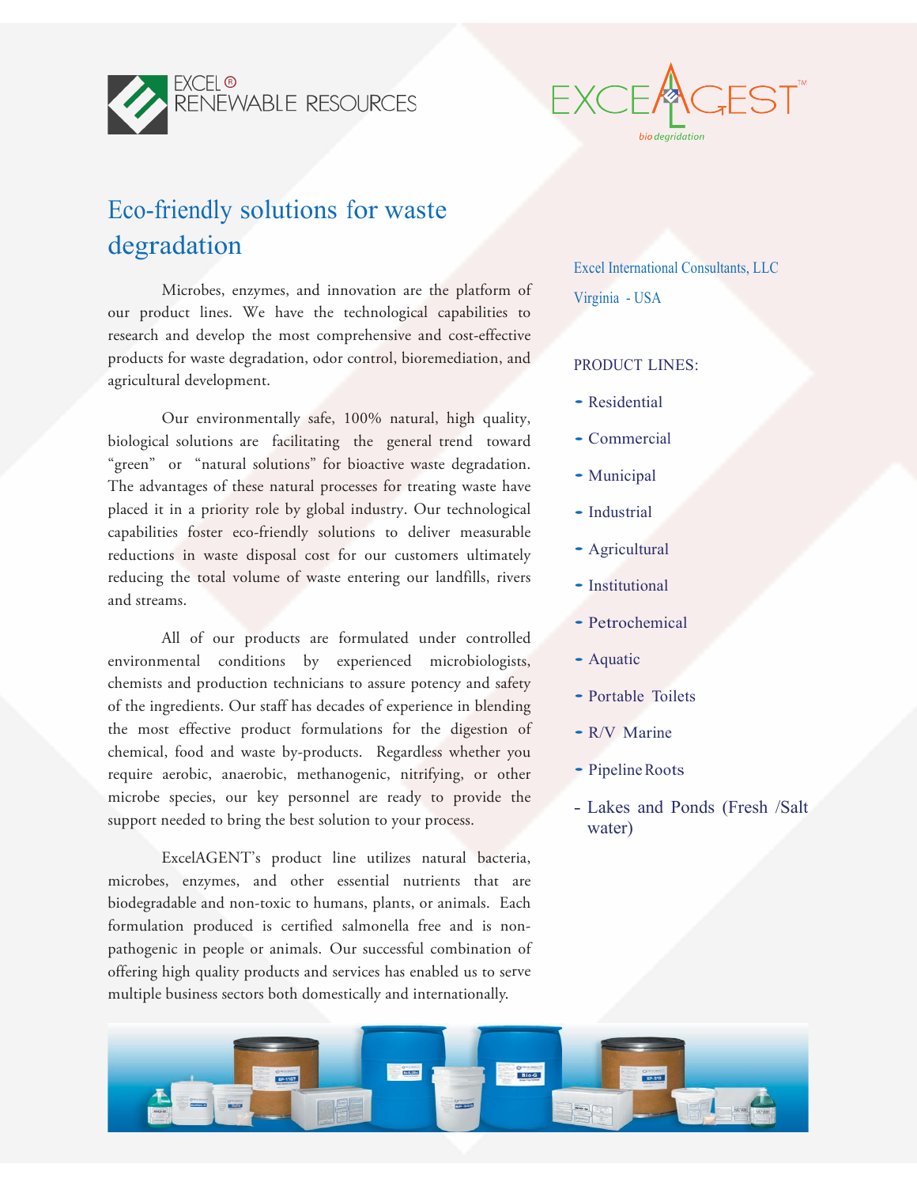EXCEL® RENEWABLE RESOURCES

EXCELAGEST™ bio degridation

# Eco-friendly solutions for waste degradation

Microbes, enzymes, and innovation are the platform of our product lines. We have the technological capabilities to research and develop the most comprehensive and cost-effective products for waste degradation, odor control, bioremediation, and agricultural development.

Our environmentally safe, 100% natural, high quality, biological solutions are facilitating the general trend toward "green" or "natural solutions" for bioactive waste degradation. The advantages of these natural processes for treating waste have placed it in a priority role by global industry. Our technological capabilities foster eco-friendly solutions to deliver measurable reductions in waste disposal cost for our customers ultimately reducing the total volume of waste entering our landfills, rivers and streams.

All of our products are formulated under controlled environmental conditions by experienced microbiologists, chemists and production technicians to assure potency and safety of the ingredients. Our staff has decades of experience in blending the most effective product formulations for the digestion of chemical, food and waste by-products. Regardless whether you require aerobic, anaerobic, methanogenic, nitrifying, or other microbe species, our key personnel are ready to provide the support needed to bring the best solution to your process.

ExcelAGENT's product line utilizes natural bacteria, microbes, enzymes, and other essential nutrients that are biodegradable and non-toxic to humans, plants, or animals. Each formulation produced is certified salmonella free and is non-pathogenic in people or animals. Our successful combination of offering high quality products and services has enabled us to serve multiple business sectors both domestically and internationally.

Excel International Consultants, LLC

Virginia - USA

PRODUCT LINES:

- Residential
- Commercial
- Municipal
- Industrial
- Agricultural
- Institutional
- Petrochemical
- Aquatic
- Portable Toilets
- R/V Marine
- Pipeline Roots
- Lakes and Ponds (Fresh /Salt water)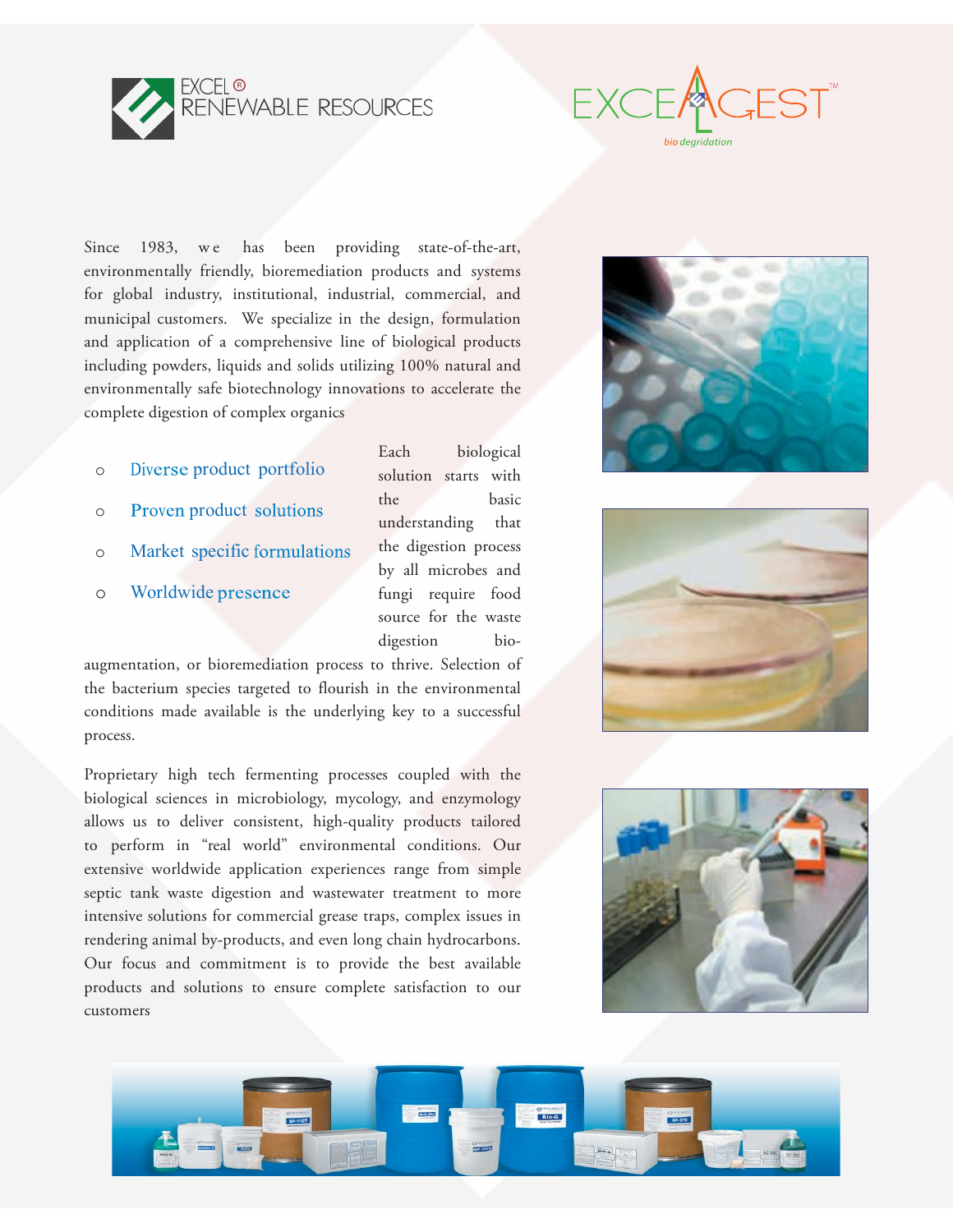EXCEL® RENEWABLE RESOURCES

EXCELAGEST™

bio degridation

Since 1983, we has been providing state-of-the-art, environmentally friendly, bioremediation products and systems for global industry, institutional, industrial, commercial, and municipal customers. We specialize in the design, formulation and application of a comprehensive line of biological products including powders, liquids and solids utilizing 100% natural and environmentally safe biotechnology innovations to accelerate the complete digestion of complex organics

- Diverse product portfolio
- Proven product solutions
- Market specific formulations
- Worldwide presence

Each biological solution starts with the basic understanding that the digestion process by all microbes and fungi require food source for the waste digestion bio-augmentation, or bioremediation process to thrive. Selection of the bacterium species targeted to flourish in the environmental conditions made available is the underlying key to a successful process.

Proprietary high tech fermenting processes coupled with the biological sciences in microbiology, mycology, and enzymology allows us to deliver consistent, high-quality products tailored to perform in "real world" environmental conditions. Our extensive worldwide application experiences range from simple septic tank waste digestion and wastewater treatment to more intensive solutions for commercial grease traps, complex issues in rendering animal by-products, and even long chain hydrocarbons. Our focus and commitment is to provide the best available products and solutions to ensure complete satisfaction to our customers